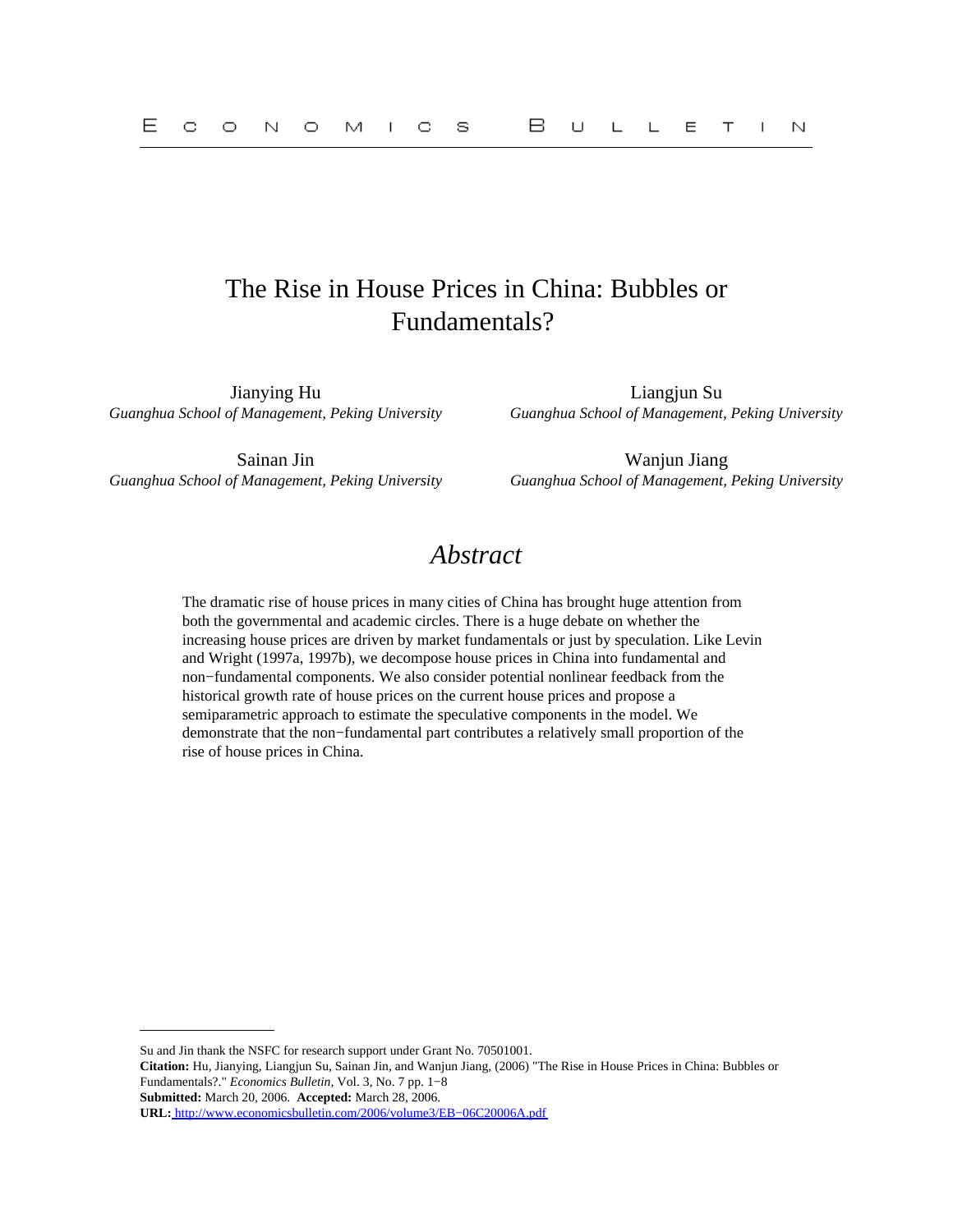# The Rise in House Prices in China: Bubbles or Fundamentals?

Jianying Hu
*Guanghua School of Management, Peking University*

Liangjun Su
*Guanghua School of Management, Peking University*

Sainan Jin
*Guanghua School of Management, Peking University*

Wanjun Jiang
*Guanghua School of Management, Peking University*

## *Abstract*

The dramatic rise of house prices in many cities of China has brought huge attention from both the governmental and academic circles. There is a huge debate on whether the increasing house prices are driven by market fundamentals or just by speculation. Like Levin and Wright (1997a, 1997b), we decompose house prices in China into fundamental and non−fundamental components. We also consider potential nonlinear feedback from the historical growth rate of house prices on the current house prices and propose a semiparametric approach to estimate the speculative components in the model. We demonstrate that the non−fundamental part contributes a relatively small proportion of the rise of house prices in China.

---

Su and Jin thank the NSFC for research support under Grant No. 70501001.

**Citation:** Hu, Jianying, Liangjun Su, Sainan Jin, and Wanjun Jiang, (2006) "The Rise in House Prices in China: Bubbles or Fundamentals?." *Economics Bulletin,* Vol. 3, No. 7 pp. 1−8

**Submitted:** March 20, 2006. **Accepted:** March 28, 2006.

**URL:** http://www.economicsbulletin.com/2006/volume3/EB−06C20006A.pdf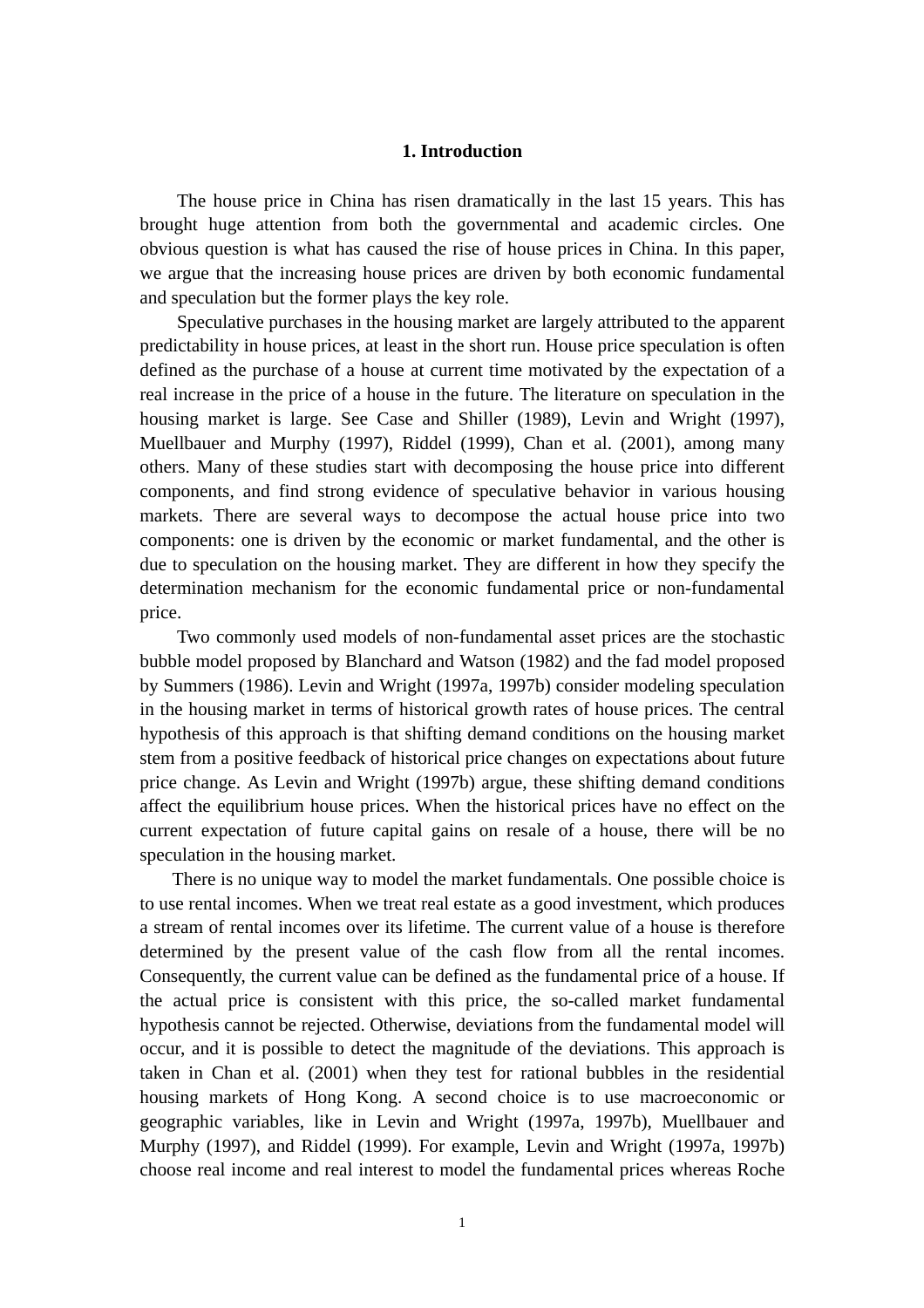# 1. Introduction

The house price in China has risen dramatically in the last 15 years. This has brought huge attention from both the governmental and academic circles. One obvious question is what has caused the rise of house prices in China. In this paper, we argue that the increasing house prices are driven by both economic fundamental and speculation but the former plays the key role.

Speculative purchases in the housing market are largely attributed to the apparent predictability in house prices, at least in the short run. House price speculation is often defined as the purchase of a house at current time motivated by the expectation of a real increase in the price of a house in the future. The literature on speculation in the housing market is large. See Case and Shiller (1989), Levin and Wright (1997), Muellbauer and Murphy (1997), Riddel (1999), Chan et al. (2001), among many others. Many of these studies start with decomposing the house price into different components, and find strong evidence of speculative behavior in various housing markets. There are several ways to decompose the actual house price into two components: one is driven by the economic or market fundamental, and the other is due to speculation on the housing market. They are different in how they specify the determination mechanism for the economic fundamental price or non-fundamental price.

Two commonly used models of non-fundamental asset prices are the stochastic bubble model proposed by Blanchard and Watson (1982) and the fad model proposed by Summers (1986). Levin and Wright (1997a, 1997b) consider modeling speculation in the housing market in terms of historical growth rates of house prices. The central hypothesis of this approach is that shifting demand conditions on the housing market stem from a positive feedback of historical price changes on expectations about future price change. As Levin and Wright (1997b) argue, these shifting demand conditions affect the equilibrium house prices. When the historical prices have no effect on the current expectation of future capital gains on resale of a house, there will be no speculation in the housing market.

There is no unique way to model the market fundamentals. One possible choice is to use rental incomes. When we treat real estate as a good investment, which produces a stream of rental incomes over its lifetime. The current value of a house is therefore determined by the present value of the cash flow from all the rental incomes. Consequently, the current value can be defined as the fundamental price of a house. If the actual price is consistent with this price, the so-called market fundamental hypothesis cannot be rejected. Otherwise, deviations from the fundamental model will occur, and it is possible to detect the magnitude of the deviations. This approach is taken in Chan et al. (2001) when they test for rational bubbles in the residential housing markets of Hong Kong. A second choice is to use macroeconomic or geographic variables, like in Levin and Wright (1997a, 1997b), Muellbauer and Murphy (1997), and Riddel (1999). For example, Levin and Wright (1997a, 1997b) choose real income and real interest to model the fundamental prices whereas Roche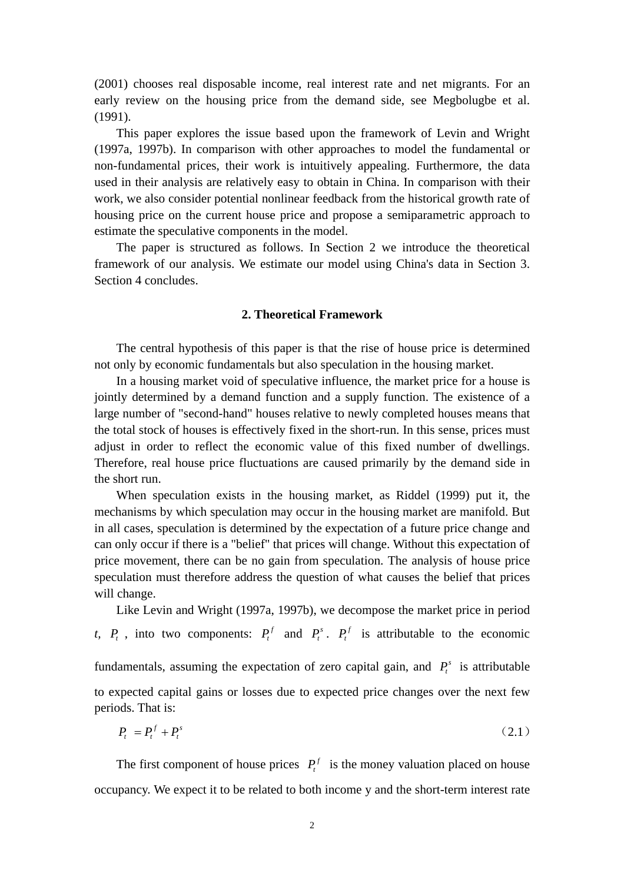(2001) chooses real disposable income, real interest rate and net migrants. For an early review on the housing price from the demand side, see Megbolugbe et al. (1991).

This paper explores the issue based upon the framework of Levin and Wright (1997a, 1997b). In comparison with other approaches to model the fundamental or non-fundamental prices, their work is intuitively appealing. Furthermore, the data used in their analysis are relatively easy to obtain in China. In comparison with their work, we also consider potential nonlinear feedback from the historical growth rate of housing price on the current house price and propose a semiparametric approach to estimate the speculative components in the model.

The paper is structured as follows. In Section 2 we introduce the theoretical framework of our analysis. We estimate our model using China's data in Section 3. Section 4 concludes.

## 2. Theoretical Framework

The central hypothesis of this paper is that the rise of house price is determined not only by economic fundamentals but also speculation in the housing market.

In a housing market void of speculative influence, the market price for a house is jointly determined by a demand function and a supply function. The existence of a large number of "second-hand" houses relative to newly completed houses means that the total stock of houses is effectively fixed in the short-run. In this sense, prices must adjust in order to reflect the economic value of this fixed number of dwellings. Therefore, real house price fluctuations are caused primarily by the demand side in the short run.

When speculation exists in the housing market, as Riddel (1999) put it, the mechanisms by which speculation may occur in the housing market are manifold. But in all cases, speculation is determined by the expectation of a future price change and can only occur if there is a "belief" that prices will change. Without this expectation of price movement, there can be no gain from speculation. The analysis of house price speculation must therefore address the question of what causes the belief that prices will change.

Like Levin and Wright (1997a, 1997b), we decompose the market price in period *t*, $P_t$, into two components: $P_t^f$ and $P_t^s$. $P_t^f$ is attributable to the economic fundamentals, assuming the expectation of zero capital gain, and $P_t^s$ is attributable to expected capital gains or losses due to expected price changes over the next few periods. That is:

$$P_t = P_t^f + P_t^s \tag{2.1}$$

The first component of house prices $P_t^f$ is the money valuation placed on house occupancy. We expect it to be related to both income y and the short-term interest rate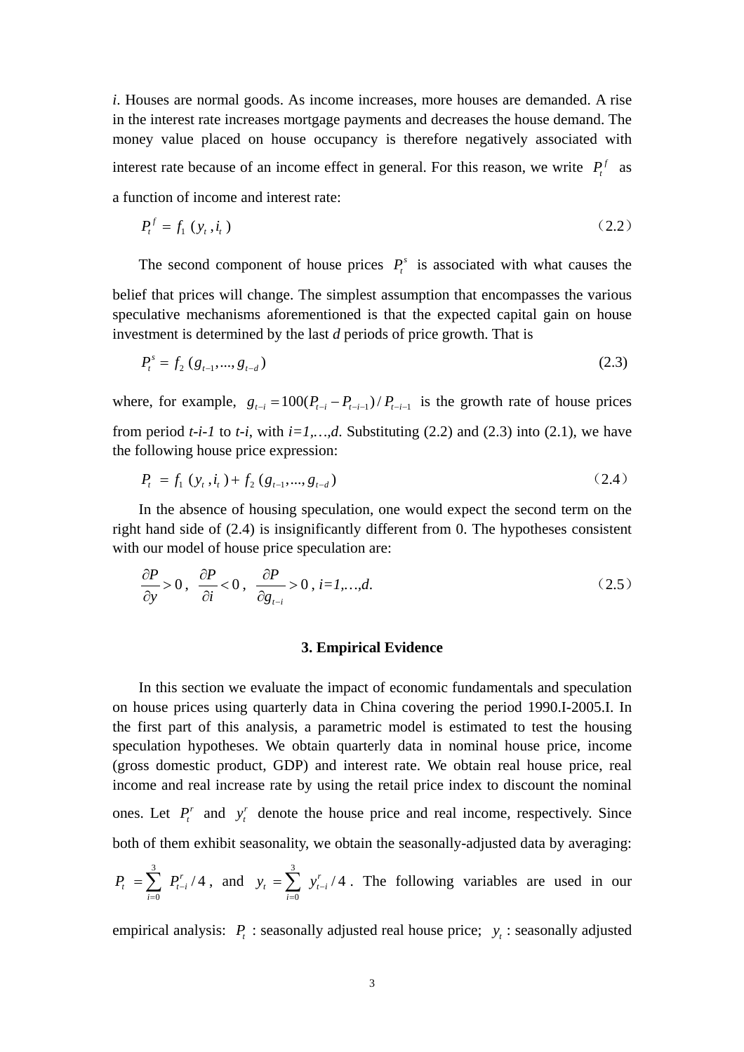$i$. Houses are normal goods. As income increases, more houses are demanded. A rise in the interest rate increases mortgage payments and decreases the house demand. The money value placed on house occupancy is therefore negatively associated with interest rate because of an income effect in general. For this reason, we write $P_t^f$ as a function of income and interest rate:

$$P_t^f = f_1(y_t, i_t) \tag{2.2}$$

The second component of house prices $P_t^s$ is associated with what causes the belief that prices will change. The simplest assumption that encompasses the various speculative mechanisms aforementioned is that the expected capital gain on house investment is determined by the last $d$ periods of price growth. That is

$$P_t^s = f_2(g_{t-1}, ..., g_{t-d}) \tag{2.3}$$

where, for example, $g_{t-i} = 100(P_{t-i} - P_{t-i-1}) / P_{t-i-1}$ is the growth rate of house prices from period $t$-$i$-$1$ to $t$-$i$, with $i=1,\ldots,d$. Substituting (2.2) and (2.3) into (2.1), we have the following house price expression:

$$P_t = f_1(y_t, i_t) + f_2(g_{t-1}, ..., g_{t-d}) \tag{2.4}$$

In the absence of housing speculation, one would expect the second term on the right hand side of (2.4) is insignificantly different from 0. The hypotheses consistent with our model of house price speculation are:

$$\frac{\partial P}{\partial y} > 0, \quad \frac{\partial P}{\partial i} < 0, \quad \frac{\partial P}{\partial g_{t-i}} > 0, \quad i=1,\ldots,d. \tag{2.5}$$

## 3. Empirical Evidence

In this section we evaluate the impact of economic fundamentals and speculation on house prices using quarterly data in China covering the period 1990.I-2005.I. In the first part of this analysis, a parametric model is estimated to test the housing speculation hypotheses. We obtain quarterly data in nominal house price, income (gross domestic product, GDP) and interest rate. We obtain real house price, real income and real increase rate by using the retail price index to discount the nominal ones. Let $P_t^r$ and $y_t^r$ denote the house price and real income, respectively. Since both of them exhibit seasonality, we obtain the seasonally-adjusted data by averaging: $P_t = \sum_{i=0}^{3} P_{t-i}^r / 4$, and $y_t = \sum_{i=0}^{3} y_{t-i}^r / 4$. The following variables are used in our empirical analysis: $P_t$ : seasonally adjusted real house price; $y_t$ : seasonally adjusted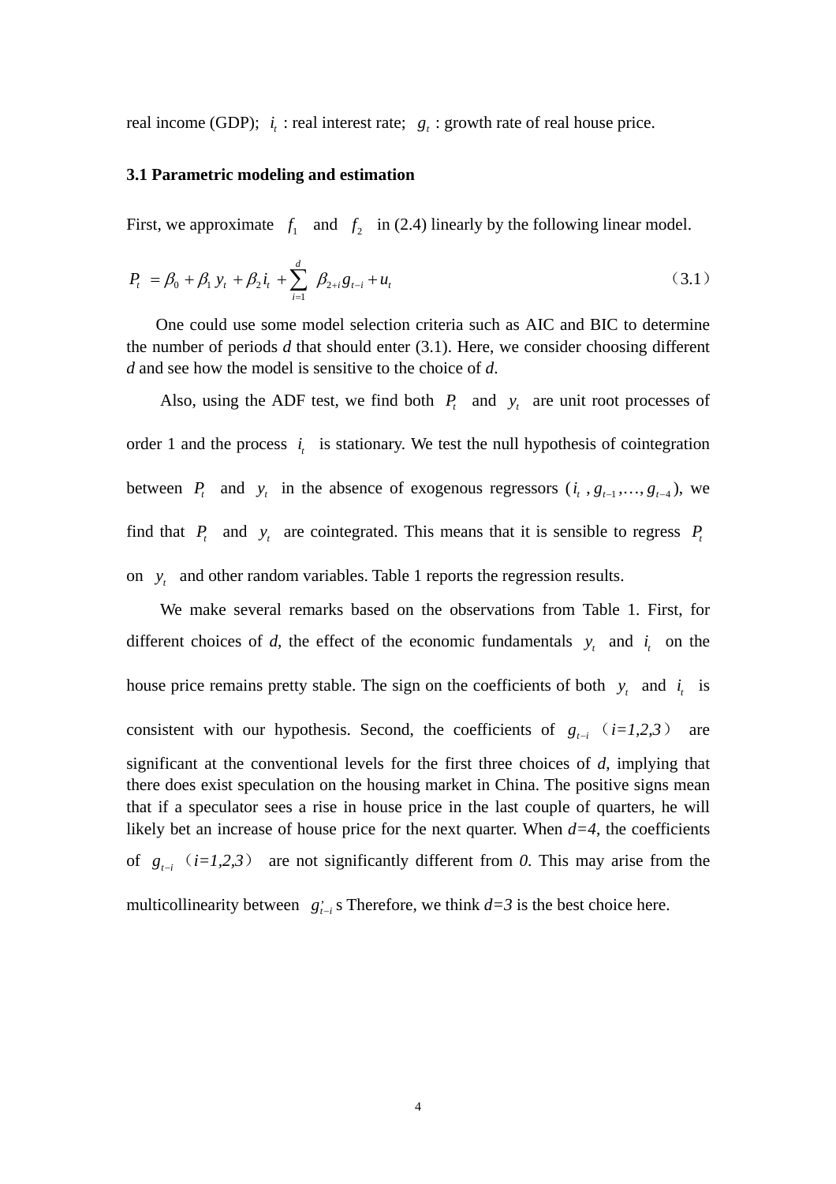real income (GDP); $i_t$ : real interest rate; $g_t$ : growth rate of real house price.

### 3.1 Parametric modeling and estimation

First, we approximate $f_1$ and $f_2$ in (2.4) linearly by the following linear model.

$$P_t = \beta_0 + \beta_1 y_t + \beta_2 i_t + \sum_{i=1}^{d} \beta_{2+i} g_{t-i} + u_t \tag{3.1}$$

One could use some model selection criteria such as AIC and BIC to determine the number of periods *d* that should enter (3.1). Here, we consider choosing different *d* and see how the model is sensitive to the choice of *d*.

Also, using the ADF test, we find both $P_t$ and $y_t$ are unit root processes of order 1 and the process $i_t$ is stationary. We test the null hypothesis of cointegration between $P_t$ and $y_t$ in the absence of exogenous regressors ($i_t$ , $g_{t-1}, \ldots, g_{t-4}$), we find that $P_t$ and $y_t$ are cointegrated. This means that it is sensible to regress $P_t$ on $y_t$ and other random variables. Table 1 reports the regression results.

We make several remarks based on the observations from Table 1. First, for different choices of *d*, the effect of the economic fundamentals $y_t$ and $i_t$ on the house price remains pretty stable. The sign on the coefficients of both $y_t$ and $i_t$ is consistent with our hypothesis. Second, the coefficients of $g_{t-i}$（*i=1,2,3*） are significant at the conventional levels for the first three choices of *d*, implying that there does exist speculation on the housing market in China. The positive signs mean that if a speculator sees a rise in house price in the last couple of quarters, he will likely bet an increase of house price for the next quarter. When *d=4*, the coefficients of $g_{t-i}$（*i=1,2,3*） are not significantly different from *0*. This may arise from the multicollinearity between $g_{t-i}$'s Therefore, we think *d=3* is the best choice here.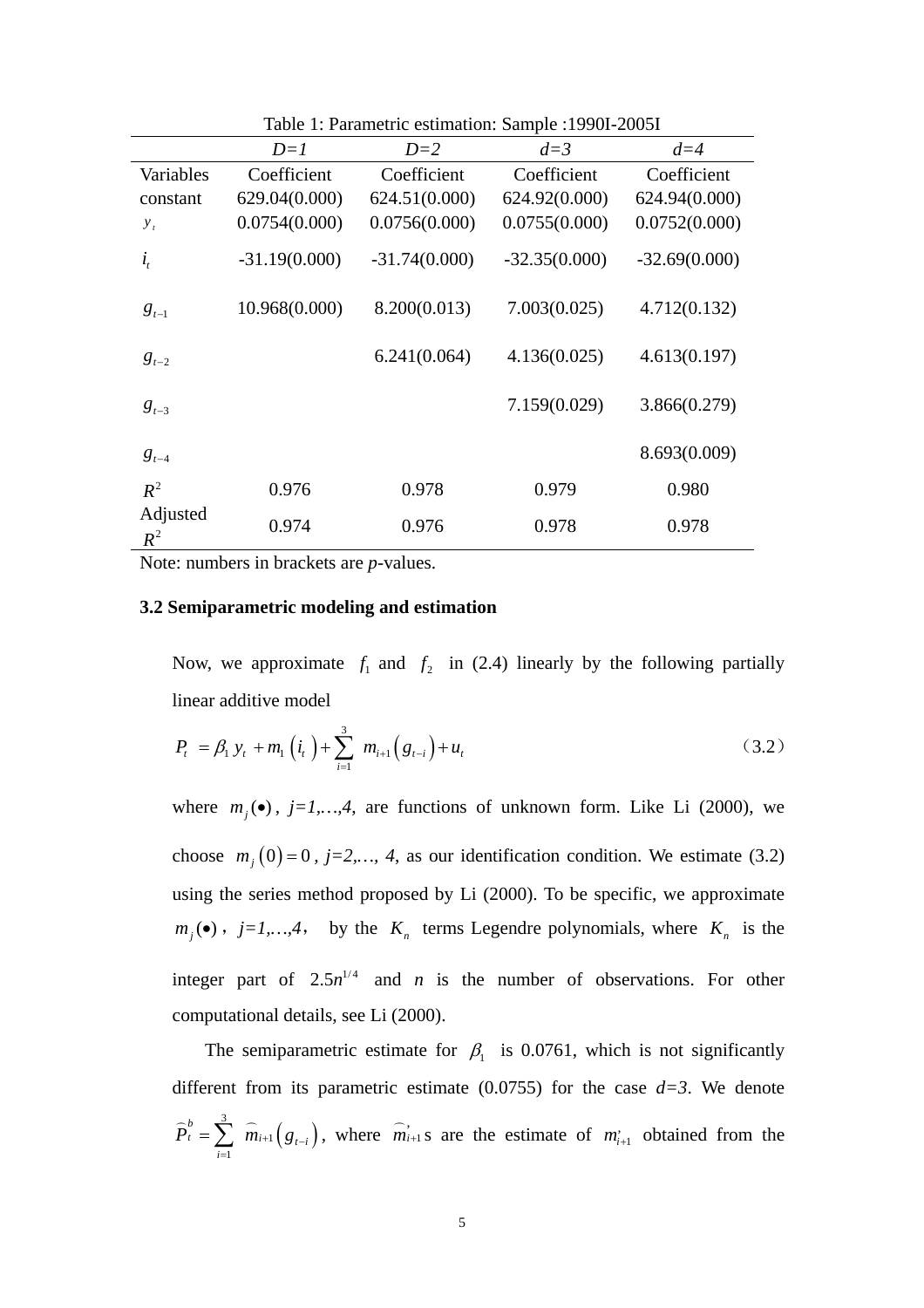Table 1: Parametric estimation: Sample :1990I-2005I

| | *D=1* | *D=2* | *d=3* | *d=4* |
|---|---|---|---|---|
| Variables | Coefficient | Coefficient | Coefficient | Coefficient |
| constant | 629.04(0.000) | 624.51(0.000) | 624.92(0.000) | 624.94(0.000) |
| $y_t$ | 0.0754(0.000) | 0.0756(0.000) | 0.0755(0.000) | 0.0752(0.000) |
| $i_t$ | -31.19(0.000) | -31.74(0.000) | -32.35(0.000) | -32.69(0.000) |
| $g_{t-1}$ | 10.968(0.000) | 8.200(0.013) | 7.003(0.025) | 4.712(0.132) |
| $g_{t-2}$ | | 6.241(0.064) | 4.136(0.025) | 4.613(0.197) |
| $g_{t-3}$ | | | 7.159(0.029) | 3.866(0.279) |
| $g_{t-4}$ | | | | 8.693(0.009) |
| $R^2$ | 0.976 | 0.978 | 0.979 | 0.980 |
| Adjusted $R^2$ | 0.974 | 0.976 | 0.978 | 0.978 |

Note: numbers in brackets are *p*-values.

**3.2 Semiparametric modeling and estimation**

Now, we approximate $f_1$ and $f_2$ in (2.4) linearly by the following partially linear additive model

$$P_t = \beta_1 y_t + m_1(i_t) + \sum_{i=1}^{3} m_{i+1}(g_{t-i}) + u_t \qquad (3.2)$$

where $m_j(\bullet)$, *j=1,…,4,* are functions of unknown form. Like Li (2000), we choose $m_j(0) = 0$, *j=2,…, 4*, as our identification condition. We estimate (3.2) using the series method proposed by Li (2000). To be specific, we approximate $m_j(\bullet)$, *j=1,…,4*, by the $K_n$ terms Legendre polynomials, where $K_n$ is the integer part of $2.5n^{1/4}$ and *n* is the number of observations. For other computational details, see Li (2000).

The semiparametric estimate for $\beta_1$ is 0.0761, which is not significantly different from its parametric estimate (0.0755) for the case *d=3*. We denote $\widehat{P}_t^b = \sum_{i=1}^{3} \widehat{m}_{i+1}(g_{t-i})$, where $\widehat{m}_{i+1}$'s are the estimate of $m_{i+1}$ obtained from the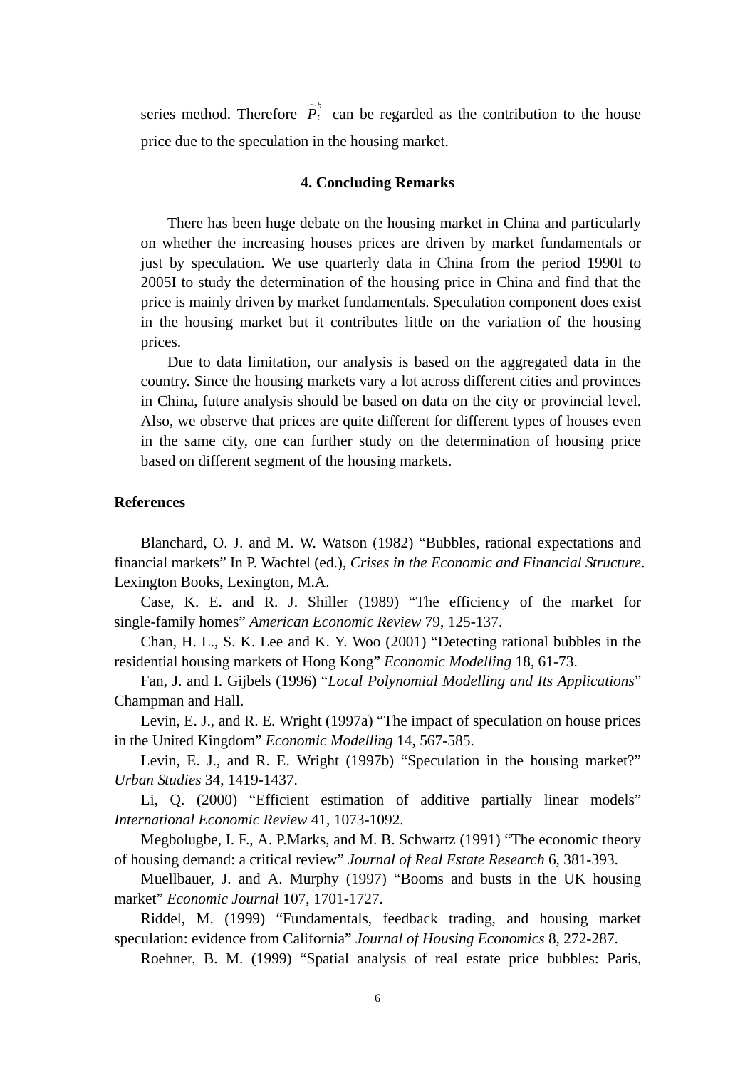series method. Therefore $\widehat{P}_t^b$ can be regarded as the contribution to the house price due to the speculation in the housing market.

## 4. Concluding Remarks

There has been huge debate on the housing market in China and particularly on whether the increasing houses prices are driven by market fundamentals or just by speculation. We use quarterly data in China from the period 1990I to 2005I to study the determination of the housing price in China and find that the price is mainly driven by market fundamentals. Speculation component does exist in the housing market but it contributes little on the variation of the housing prices.

Due to data limitation, our analysis is based on the aggregated data in the country. Since the housing markets vary a lot across different cities and provinces in China, future analysis should be based on data on the city or provincial level. Also, we observe that prices are quite different for different types of houses even in the same city, one can further study on the determination of housing price based on different segment of the housing markets.

## References

Blanchard, O. J. and M. W. Watson (1982) "Bubbles, rational expectations and financial markets" In P. Wachtel (ed.), *Crises in the Economic and Financial Structure*. Lexington Books, Lexington, M.A.

Case, K. E. and R. J. Shiller (1989) "The efficiency of the market for single-family homes" *American Economic Review* 79, 125-137.

Chan, H. L., S. K. Lee and K. Y. Woo (2001) "Detecting rational bubbles in the residential housing markets of Hong Kong" *Economic Modelling* 18, 61-73.

Fan, J. and I. Gijbels (1996) "*Local Polynomial Modelling and Its Applications*" Champman and Hall.

Levin, E. J., and R. E. Wright (1997a) "The impact of speculation on house prices in the United Kingdom" *Economic Modelling* 14, 567-585.

Levin, E. J., and R. E. Wright (1997b) "Speculation in the housing market?" *Urban Studies* 34, 1419-1437.

Li, Q. (2000) "Efficient estimation of additive partially linear models" *International Economic Review* 41, 1073-1092.

Megbolugbe, I. F., A. P.Marks, and M. B. Schwartz (1991) "The economic theory of housing demand: a critical review" *Journal of Real Estate Research* 6, 381-393.

Muellbauer, J. and A. Murphy (1997) "Booms and busts in the UK housing market" *Economic Journal* 107, 1701-1727.

Riddel, M. (1999) "Fundamentals, feedback trading, and housing market speculation: evidence from California" *Journal of Housing Economics* 8, 272-287.

Roehner, B. M. (1999) "Spatial analysis of real estate price bubbles: Paris,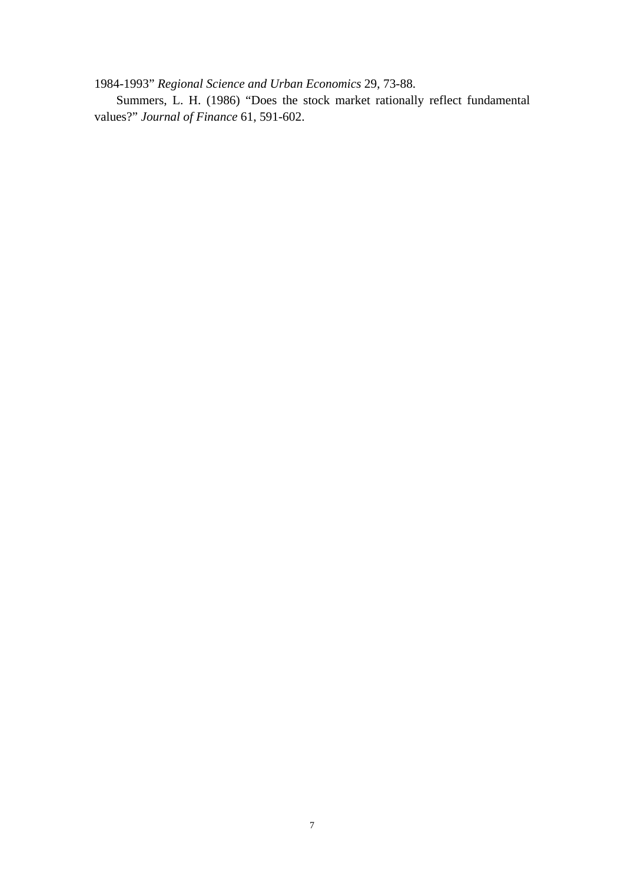1984-1993" *Regional Science and Urban Economics* 29, 73-88.

Summers, L. H. (1986) "Does the stock market rationally reflect fundamental values?" *Journal of Finance* 61, 591-602.